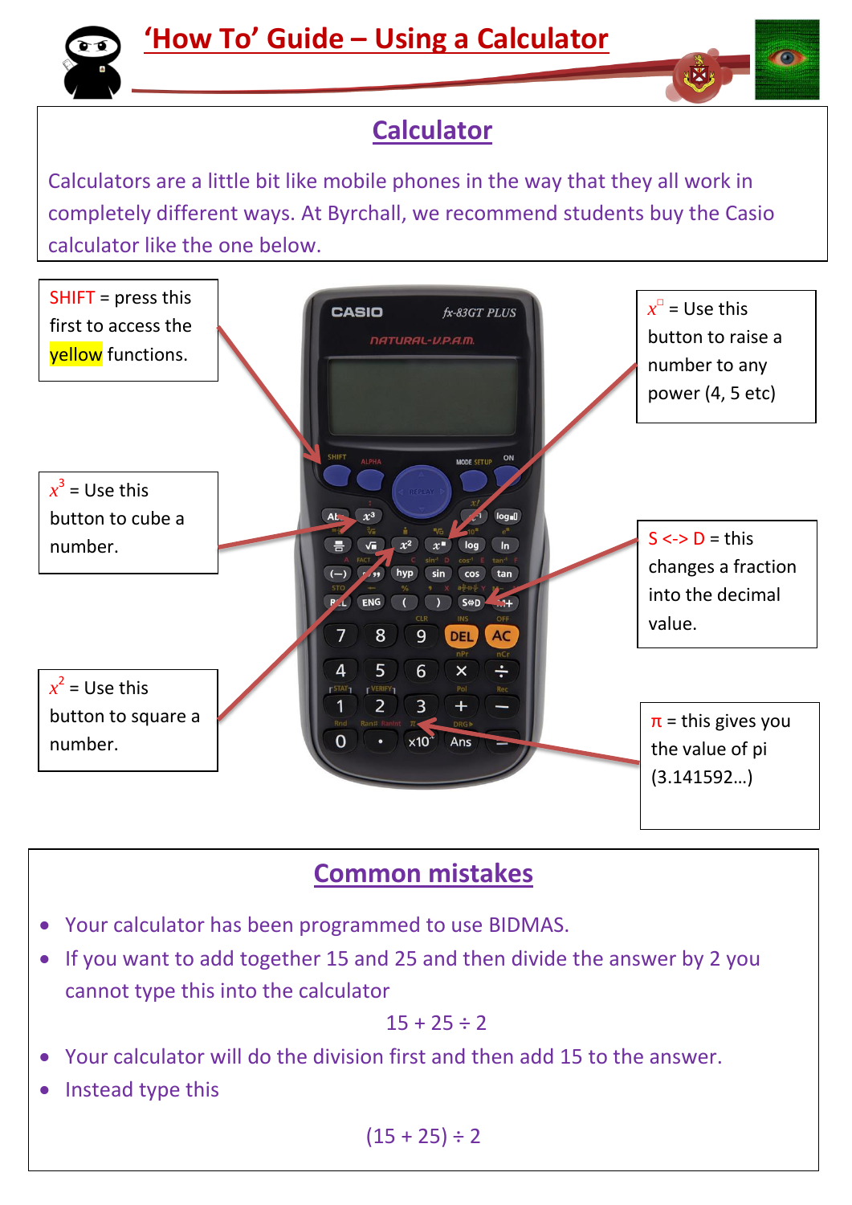# 'How To' Guide – Using a Calculator

## Calculator

Calculators are a little bit like mobile phones in the way that they all work in completely different ways. At Byrchall, we recommend students buy the Casio calculator like the one below.

SHIFT = press this first to access the yellow functions.

$x^3$ = Use this button to cube a number.

$x^2$ = Use this button to square a number.

$x^{\square}$ = Use this button to raise a number to any power (4, 5 etc)

S <-> D = this changes a fraction into the decimal value.

π = this gives you the value of pi (3.141592…)

## Common mistakes

- Your calculator has been programmed to use BIDMAS.
- If you want to add together 15 and 25 and then divide the answer by 2 you cannot type this into the calculator

$$15 + 25 \div 2$$

- Your calculator will do the division first and then add 15 to the answer.
- Instead type this

$$(15 + 25) \div 2$$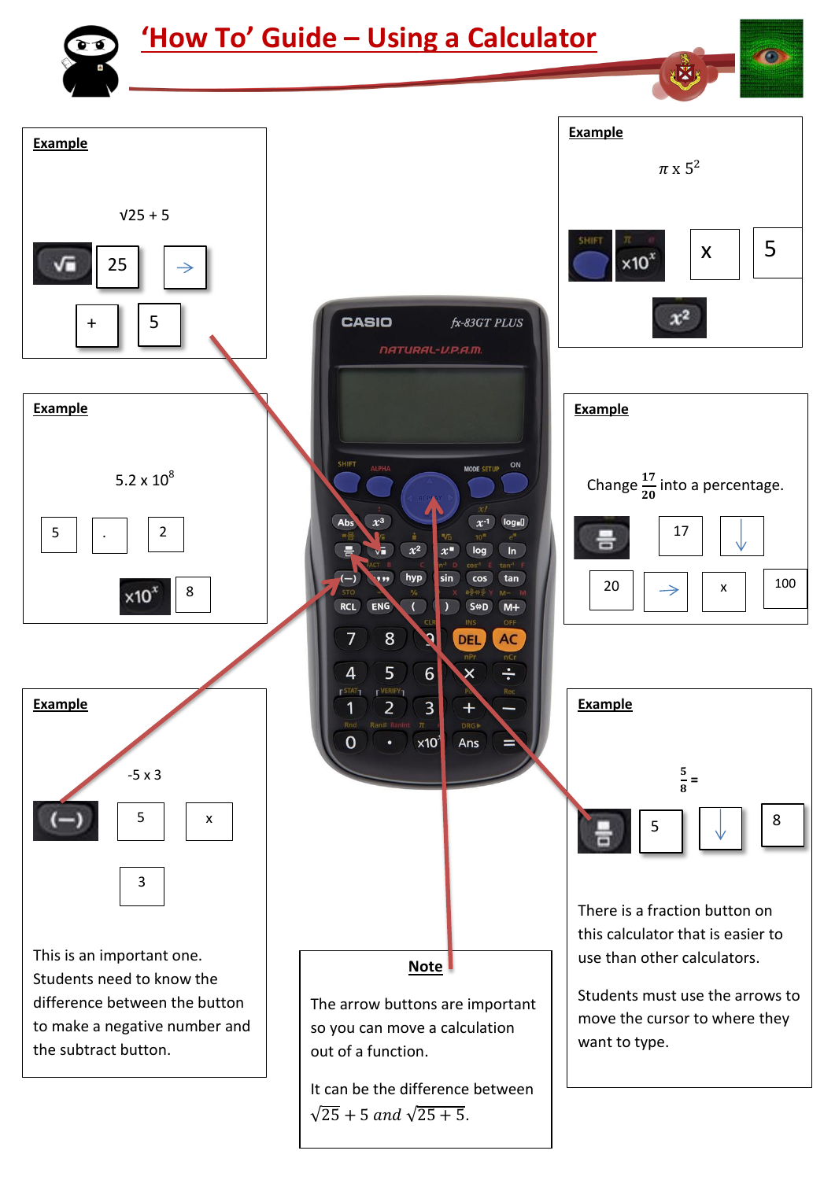# 'How To' Guide – Using a Calculator

**Example**

$\sqrt{25} + 5$

√■ 25 →

\+ 5

**Example**

$\pi \times 5^2$

SHIFT x10ˣ x 5

$x^2$

**Example**

$5.2 \times 10^8$

5 . 2

x10ˣ 8

**Example**

Change $\frac{17}{20}$ into a percentage.

■/□ 17 ↓

20 → x 100

**Example**

-5 x 3

(−) 5 x

3

This is an important one. Students need to know the difference between the button to make a negative number and the subtract button.

**Example**

$\frac{5}{8} =$

■/□ 5 ↓ 8

There is a fraction button on this calculator that is easier to use than other calculators.

Students must use the arrows to move the cursor to where they want to type.

**Note**

The arrow buttons are important so you can move a calculation out of a function.

It can be the difference between $\sqrt{25} + 5$ *and* $\sqrt{25 + 5}$.